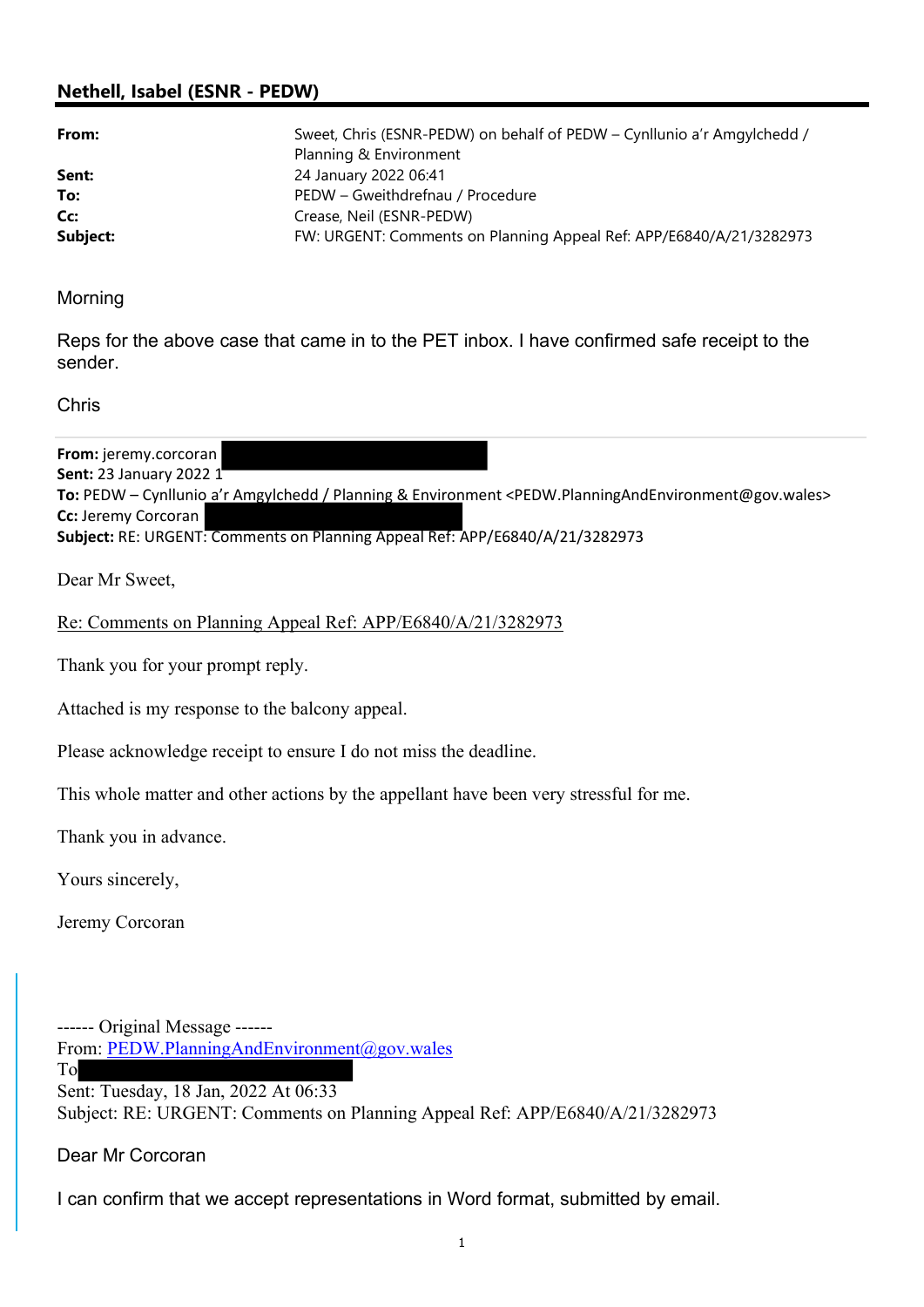## Nethell, Isabel (ESNR - PEDW)

| | |
|---|---|
| **From:** | Sweet, Chris (ESNR-PEDW) on behalf of PEDW – Cynllunio a'r Amgylchedd / Planning & Environment |
| **Sent:** | 24 January 2022 06:41 |
| **To:** | PEDW – Gweithdrefnau / Procedure |
| **Cc:** | Crease, Neil (ESNR-PEDW) |
| **Subject:** | FW: URGENT: Comments on Planning Appeal Ref: APP/E6840/A/21/3282973 |

Morning

Reps for the above case that came in to the PET inbox. I have confirmed safe receipt to the sender.

Chris

---

**From:** jeremy.corcoran
**Sent:** 23 January 2022 1
**To:** PEDW – Cynllunio a'r Amgylchedd / Planning & Environment <PEDW.PlanningAndEnvironment@gov.wales>
**Cc:** Jeremy Corcoran
**Subject:** RE: URGENT: Comments on Planning Appeal Ref: APP/E6840/A/21/3282973

Dear Mr Sweet,

Re: Comments on Planning Appeal Ref: APP/E6840/A/21/3282973

Thank you for your prompt reply.

Attached is my response to the balcony appeal.

Please acknowledge receipt to ensure I do not miss the deadline.

This whole matter and other actions by the appellant have been very stressful for me.

Thank you in advance.

Yours sincerely,

Jeremy Corcoran

------ Original Message ------
From: PEDW.PlanningAndEnvironment@gov.wales
To
Sent: Tuesday, 18 Jan, 2022 At 06:33
Subject: RE: URGENT: Comments on Planning Appeal Ref: APP/E6840/A/21/3282973

Dear Mr Corcoran

I can confirm that we accept representations in Word format, submitted by email.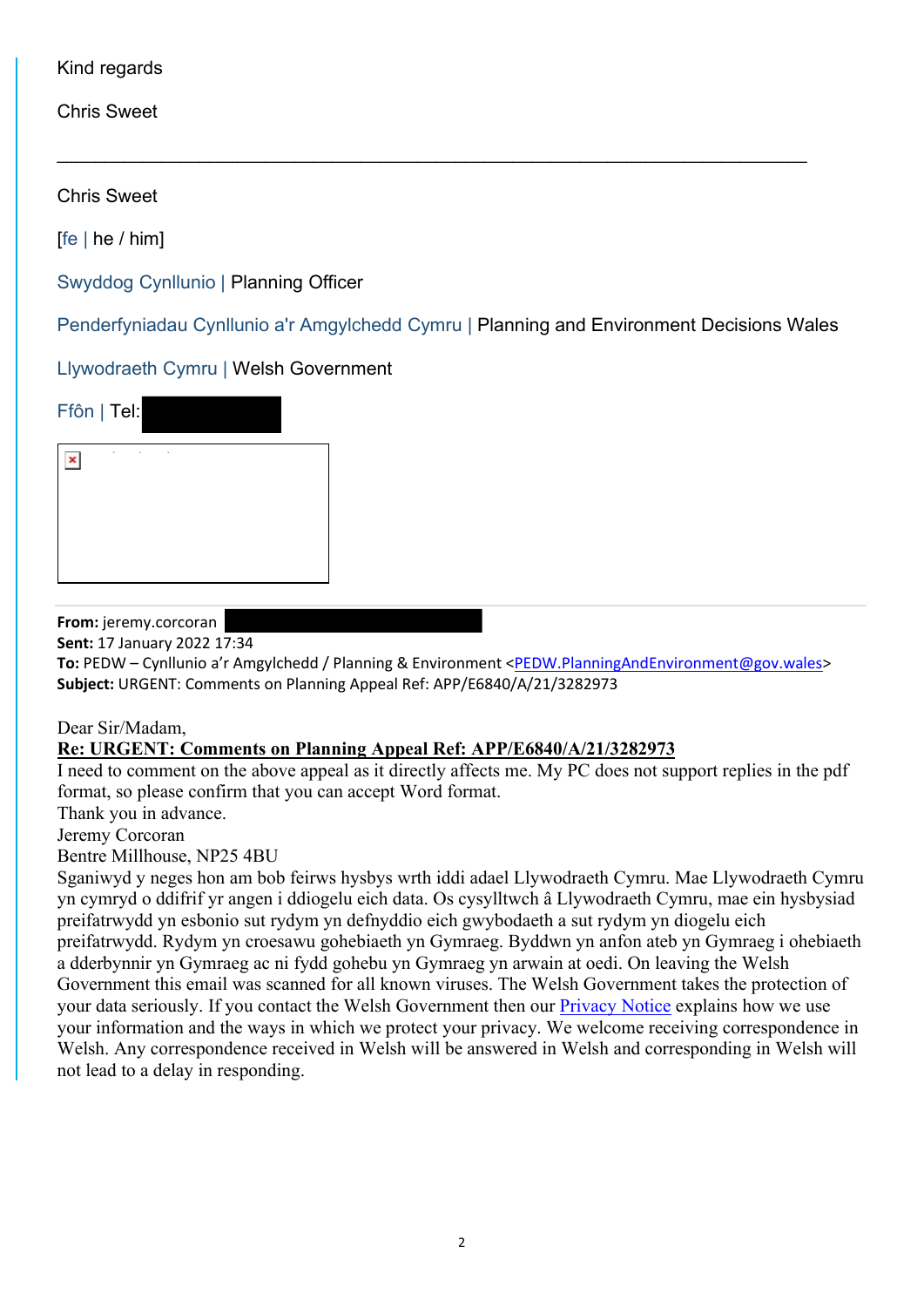Kind regards

Chris Sweet

---

Chris Sweet

[fe | he / him]

Swyddog Cynllunio | Planning Officer

Penderfyniadau Cynllunio a'r Amgylchedd Cymru | Planning and Environment Decisions Wales

Llywodraeth Cymru | Welsh Government

Ffôn | Tel:

---

**From:** jeremy.corcoran
**Sent:** 17 January 2022 17:34
**To:** PEDW – Cynllunio a'r Amgylchedd / Planning & Environment <PEDW.PlanningAndEnvironment@gov.wales>
**Subject:** URGENT: Comments on Planning Appeal Ref: APP/E6840/A/21/3282973

Dear Sir/Madam,

**Re: URGENT: Comments on Planning Appeal Ref: APP/E6840/A/21/3282973**

I need to comment on the above appeal as it directly affects me. My PC does not support replies in the pdf format, so please confirm that you can accept Word format.

Thank you in advance.

Jeremy Corcoran
Bentre Millhouse, NP25 4BU

Sganiwyd y neges hon am bob feirws hysbys wrth iddi adael Llywodraeth Cymru. Mae Llywodraeth Cymru yn cymryd o ddifrif yr angen i ddiogelu eich data. Os cysylltwch â Llywodraeth Cymru, mae ein hysbysiad preifatrwydd yn esbonio sut rydym yn defnyddio eich gwybodaeth a sut rydym yn diogelu eich preifatrwydd. Rydym yn croesawu gohebiaeth yn Gymraeg. Byddwn yn anfon ateb yn Gymraeg i ohebiaeth a dderbynnir yn Gymraeg ac ni fydd gohebu yn Gymraeg yn arwain at oedi. On leaving the Welsh Government this email was scanned for all known viruses. The Welsh Government takes the protection of your data seriously. If you contact the Welsh Government then our Privacy Notice explains how we use your information and the ways in which we protect your privacy. We welcome receiving correspondence in Welsh. Any correspondence received in Welsh will be answered in Welsh and corresponding in Welsh will not lead to a delay in responding.